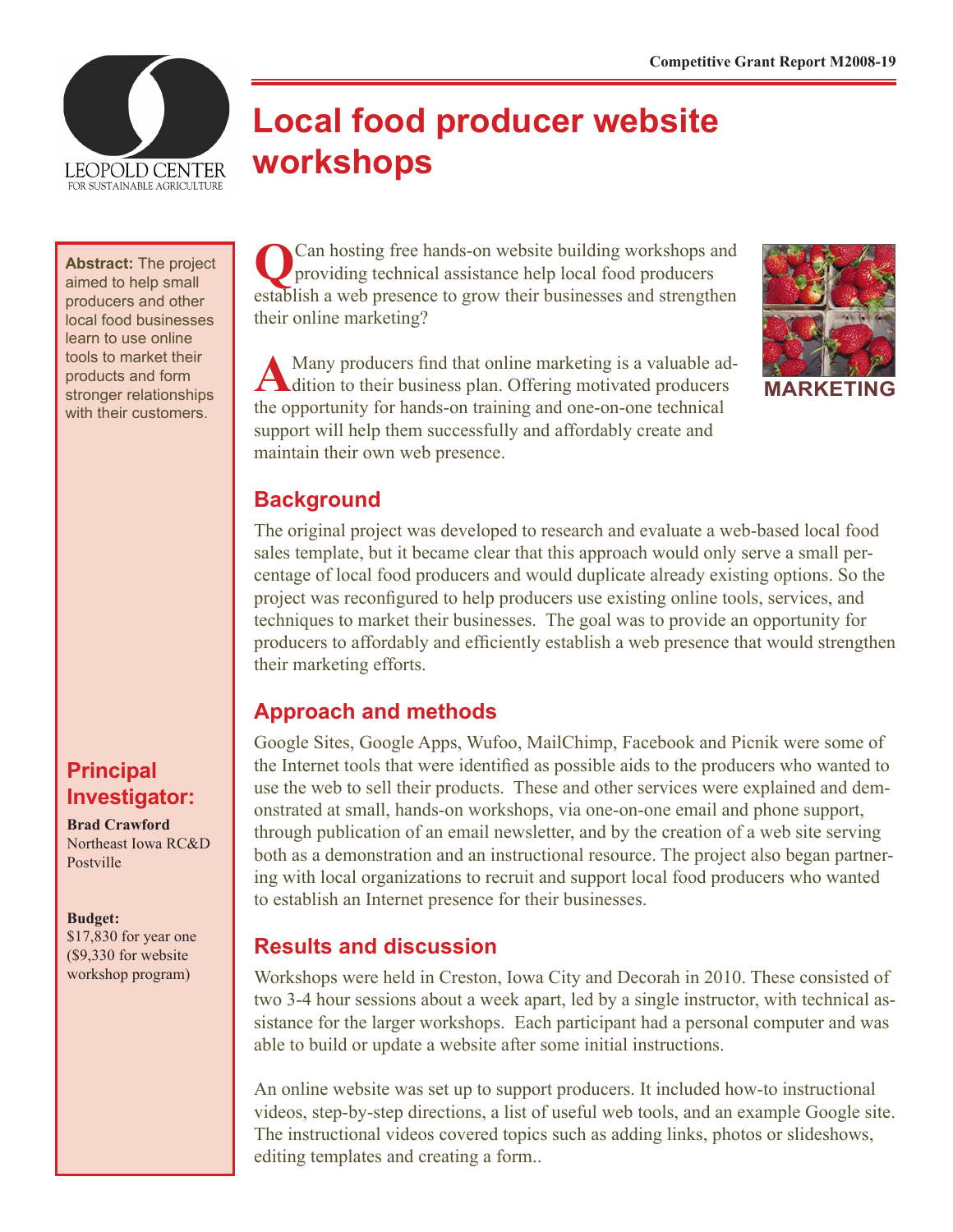Competitive Grant Report M2008-19

# Local food producer website workshops

**Abstract:** The project aimed to help small producers and other local food businesses learn to use online tools to market their products and form stronger relationships with their customers.

## Principal Investigator:

**Brad Crawford**
Northeast Iowa RC&D
Postville

**Budget:**
$17,830 for year one ($9,330 for website workshop program)

MARKETING

**Q** Can hosting free hands-on website building workshops and providing technical assistance help local food producers establish a web presence to grow their businesses and strengthen their online marketing?

**A** Many producers find that online marketing is a valuable addition to their business plan. Offering motivated producers the opportunity for hands-on training and one-on-one technical support will help them successfully and affordably create and maintain their own web presence.

## Background

The original project was developed to research and evaluate a web-based local food sales template, but it became clear that this approach would only serve a small percentage of local food producers and would duplicate already existing options. So the project was reconfigured to help producers use existing online tools, services, and techniques to market their businesses. The goal was to provide an opportunity for producers to affordably and efficiently establish a web presence that would strengthen their marketing efforts.

## Approach and methods

Google Sites, Google Apps, Wufoo, MailChimp, Facebook and Picnik were some of the Internet tools that were identified as possible aids to the producers who wanted to use the web to sell their products. These and other services were explained and demonstrated at small, hands-on workshops, via one-on-one email and phone support, through publication of an email newsletter, and by the creation of a web site serving both as a demonstration and an instructional resource. The project also began partnering with local organizations to recruit and support local food producers who wanted to establish an Internet presence for their businesses.

## Results and discussion

Workshops were held in Creston, Iowa City and Decorah in 2010. These consisted of two 3-4 hour sessions about a week apart, led by a single instructor, with technical assistance for the larger workshops. Each participant had a personal computer and was able to build or update a website after some initial instructions.

An online website was set up to support producers. It included how-to instructional videos, step-by-step directions, a list of useful web tools, and an example Google site. The instructional videos covered topics such as adding links, photos or slideshows, editing templates and creating a form..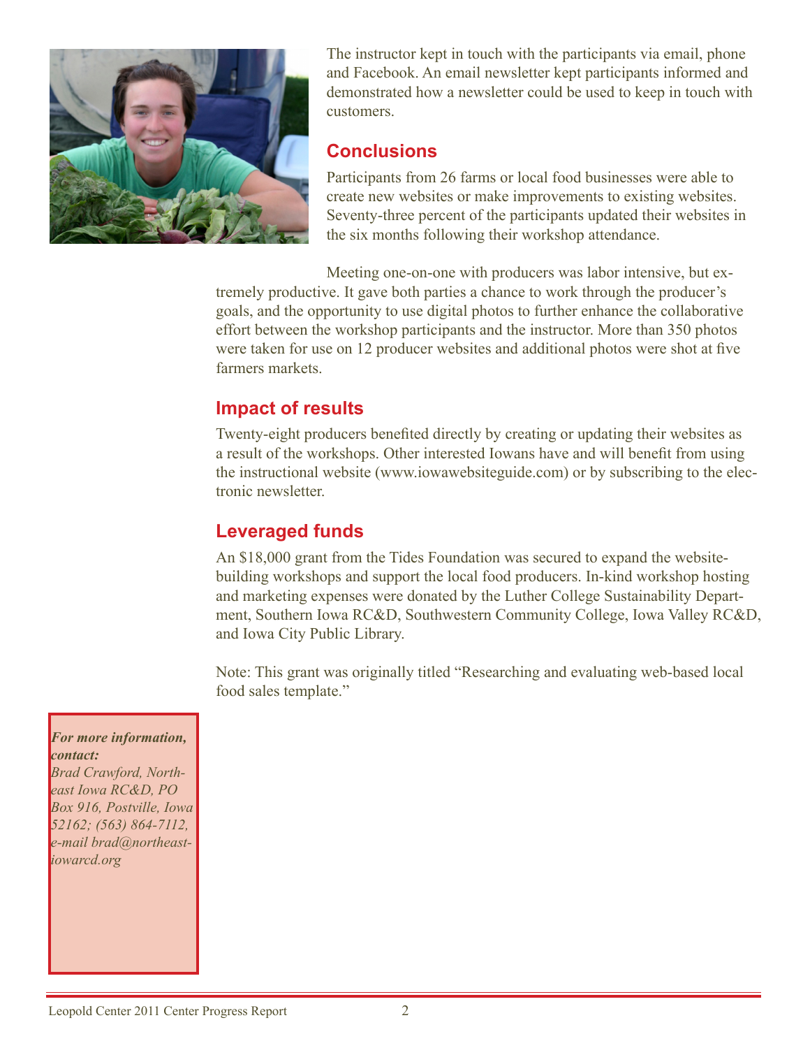The instructor kept in touch with the participants via email, phone and Facebook. An email newsletter kept participants informed and demonstrated how a newsletter could be used to keep in touch with customers.

## Conclusions

Participants from 26 farms or local food businesses were able to create new websites or make improvements to existing websites. Seventy-three percent of the participants updated their websites in the six months following their workshop attendance.

Meeting one-on-one with producers was labor intensive, but extremely productive. It gave both parties a chance to work through the producer's goals, and the opportunity to use digital photos to further enhance the collaborative effort between the workshop participants and the instructor. More than 350 photos were taken for use on 12 producer websites and additional photos were shot at five farmers markets.

## Impact of results

Twenty-eight producers benefited directly by creating or updating their websites as a result of the workshops. Other interested Iowans have and will benefit from using the instructional website (www.iowawebsiteguide.com) or by subscribing to the electronic newsletter.

## Leveraged funds

An $18,000 grant from the Tides Foundation was secured to expand the website-building workshops and support the local food producers. In-kind workshop hosting and marketing expenses were donated by the Luther College Sustainability Department, Southern Iowa RC&D, Southwestern Community College, Iowa Valley RC&D, and Iowa City Public Library.

Note: This grant was originally titled "Researching and evaluating web-based local food sales template."

***For more information, contact:***
*Brad Crawford, Northeast Iowa RC&D, PO Box 916, Postville, Iowa 52162; (563) 864-7112, e-mail brad@northeastiowarcd.org*